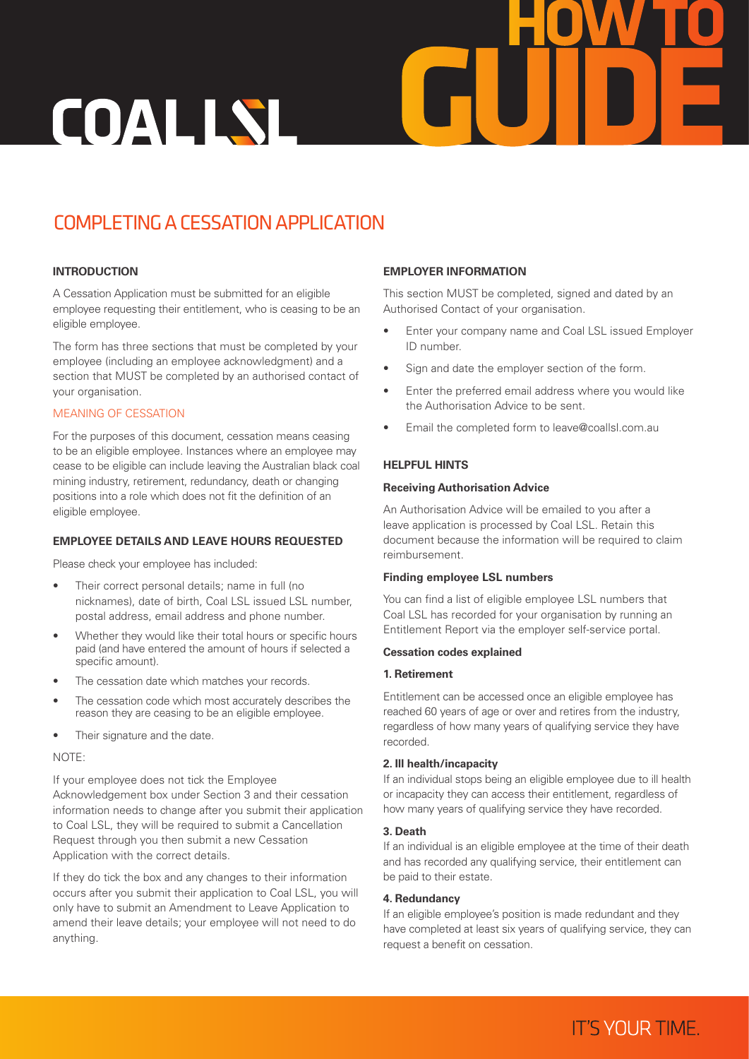# COMPLETING A CESSATION APPLICATION

## INTRODUCTION

A Cessation Application must be submitted for an eligible employee requesting their entitlement, who is ceasing to be an eligible employee.

The form has three sections that must be completed by your employee (including an employee acknowledgment) and a section that MUST be completed by an authorised contact of your organisation.

### MEANING OF CESSATION

For the purposes of this document, cessation means ceasing to be an eligible employee. Instances where an employee may cease to be eligible can include leaving the Australian black coal mining industry, retirement, redundancy, death or changing positions into a role which does not fit the definition of an eligible employee.

## EMPLOYEE DETAILS AND LEAVE HOURS REQUESTED

Please check your employee has included:

- Their correct personal details; name in full (no nicknames), date of birth, Coal LSL issued LSL number, postal address, email address and phone number.
- Whether they would like their total hours or specific hours paid (and have entered the amount of hours if selected a specific amount).
- The cessation date which matches your records.
- The cessation code which most accurately describes the reason they are ceasing to be an eligible employee.
- Their signature and the date.

NOTE:

If your employee does not tick the Employee Acknowledgement box under Section 3 and their cessation information needs to change after you submit their application to Coal LSL, they will be required to submit a Cancellation Request through you then submit a new Cessation Application with the correct details.

If they do tick the box and any changes to their information occurs after you submit their application to Coal LSL, you will only have to submit an Amendment to Leave Application to amend their leave details; your employee will not need to do anything.

## EMPLOYER INFORMATION

This section MUST be completed, signed and dated by an Authorised Contact of your organisation.

- Enter your company name and Coal LSL issued Employer ID number.
- Sign and date the employer section of the form.
- Enter the preferred email address where you would like the Authorisation Advice to be sent.
- Email the completed form to leave@coallsl.com.au

## HELPFUL HINTS

### Receiving Authorisation Advice

An Authorisation Advice will be emailed to you after a leave application is processed by Coal LSL. Retain this document because the information will be required to claim reimbursement.

### Finding employee LSL numbers

You can find a list of eligible employee LSL numbers that Coal LSL has recorded for your organisation by running an Entitlement Report via the employer self-service portal.

### Cessation codes explained

**1. Retirement**

Entitlement can be accessed once an eligible employee has reached 60 years of age or over and retires from the industry, regardless of how many years of qualifying service they have recorded.

**2. Ill health/incapacity**

If an individual stops being an eligible employee due to ill health or incapacity they can access their entitlement, regardless of how many years of qualifying service they have recorded.

**3. Death**

If an individual is an eligible employee at the time of their death and has recorded any qualifying service, their entitlement can be paid to their estate.

**4. Redundancy**

If an eligible employee's position is made redundant and they have completed at least six years of qualifying service, they can request a benefit on cessation.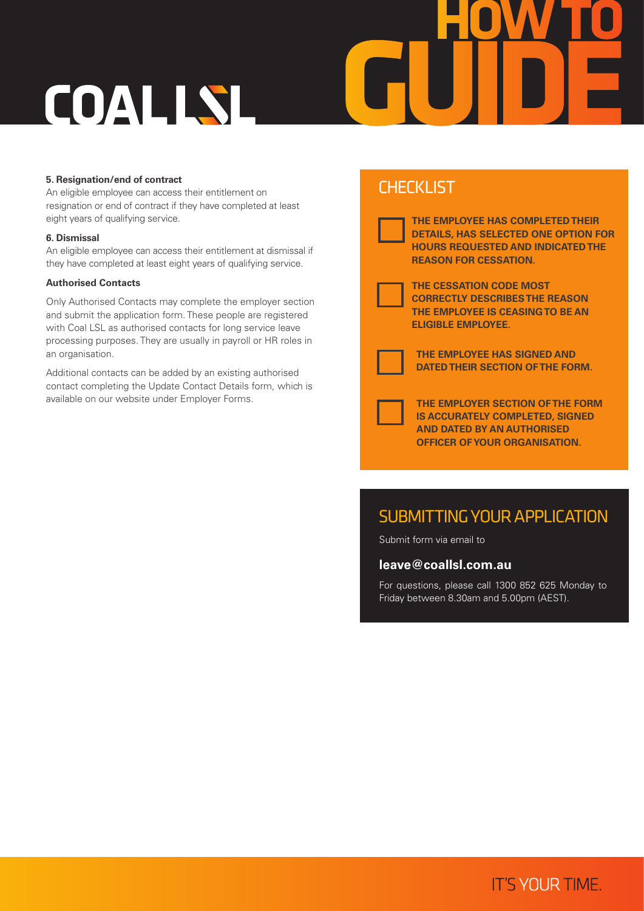**5. Resignation/end of contract**

An eligible employee can access their entitlement on resignation or end of contract if they have completed at least eight years of qualifying service.

**6. Dismissal**

An eligible employee can access their entitlement at dismissal if they have completed at least eight years of qualifying service.

**Authorised Contacts**

Only Authorised Contacts may complete the employer section and submit the application form. These people are registered with Coal LSL as authorised contacts for long service leave processing purposes. They are usually in payroll or HR roles in an organisation.

Additional contacts can be added by an existing authorised contact completing the Update Contact Details form, which is available on our website under Employer Forms.

## CHECKLIST

- [ ] **THE EMPLOYEE HAS COMPLETED THEIR DETAILS, HAS SELECTED ONE OPTION FOR HOURS REQUESTED AND INDICATED THE REASON FOR CESSATION.**
- [ ] **THE CESSATION CODE MOST CORRECTLY DESCRIBES THE REASON THE EMPLOYEE IS CEASING TO BE AN ELIGIBLE EMPLOYEE.**
- [ ] **THE EMPLOYEE HAS SIGNED AND DATED THEIR SECTION OF THE FORM.**
- [ ] **THE EMPLOYER SECTION OF THE FORM IS ACCURATELY COMPLETED, SIGNED AND DATED BY AN AUTHORISED OFFICER OF YOUR ORGANISATION.**

## SUBMITTING YOUR APPLICATION

Submit form via email to

**leave@coallsl.com.au**

For questions, please call 1300 852 625 Monday to Friday between 8.30am and 5.00pm (AEST).